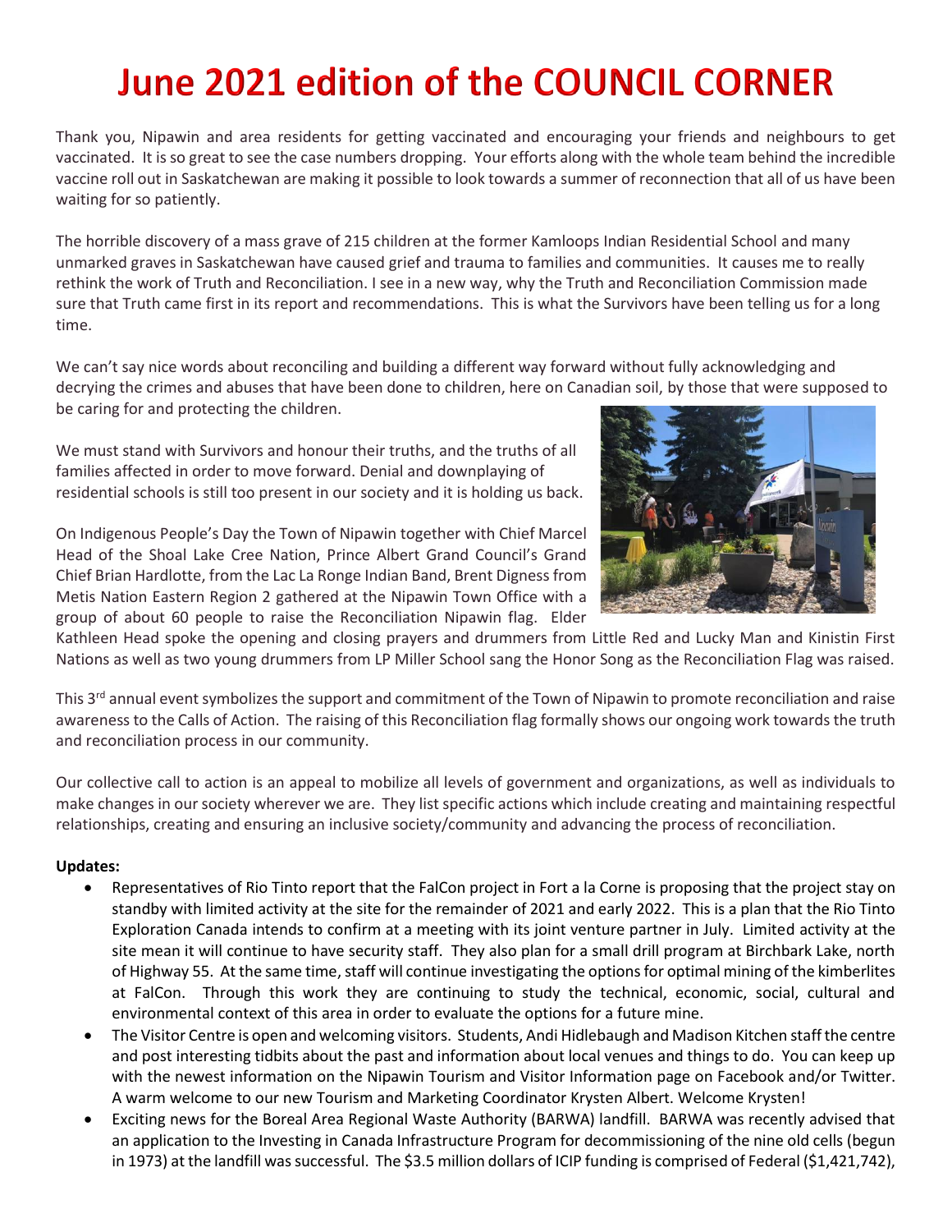# June 2021 edition of the COUNCIL CORNER

Thank you, Nipawin and area residents for getting vaccinated and encouraging your friends and neighbours to get vaccinated. It is so great to see the case numbers dropping. Your efforts along with the whole team behind the incredible vaccine roll out in Saskatchewan are making it possible to look towards a summer of reconnection that all of us have been waiting for so patiently.

The horrible discovery of a mass grave of 215 children at the former Kamloops Indian Residential School and many unmarked graves in Saskatchewan have caused grief and trauma to families and communities. It causes me to really rethink the work of Truth and Reconciliation. I see in a new way, why the Truth and Reconciliation Commission made sure that Truth came first in its report and recommendations. This is what the Survivors have been telling us for a long time.

We can't say nice words about reconciling and building a different way forward without fully acknowledging and decrying the crimes and abuses that have been done to children, here on Canadian soil, by those that were supposed to be caring for and protecting the children.

We must stand with Survivors and honour their truths, and the truths of all families affected in order to move forward. Denial and downplaying of residential schools is still too present in our society and it is holding us back.

On Indigenous People's Day the Town of Nipawin together with Chief Marcel Head of the Shoal Lake Cree Nation, Prince Albert Grand Council's Grand Chief Brian Hardlotte, from the Lac La Ronge Indian Band, Brent Digness from Metis Nation Eastern Region 2 gathered at the Nipawin Town Office with a group of about 60 people to raise the Reconciliation Nipawin flag. Elder Kathleen Head spoke the opening and closing prayers and drummers from Little Red and Lucky Man and Kinistin First Nations as well as two young drummers from LP Miller School sang the Honor Song as the Reconciliation Flag was raised.

This 3rd annual event symbolizes the support and commitment of the Town of Nipawin to promote reconciliation and raise awareness to the Calls of Action. The raising of this Reconciliation flag formally shows our ongoing work towards the truth and reconciliation process in our community.

Our collective call to action is an appeal to mobilize all levels of government and organizations, as well as individuals to make changes in our society wherever we are. They list specific actions which include creating and maintaining respectful relationships, creating and ensuring an inclusive society/community and advancing the process of reconciliation.

**Updates:**

- Representatives of Rio Tinto report that the FalCon project in Fort a la Corne is proposing that the project stay on standby with limited activity at the site for the remainder of 2021 and early 2022. This is a plan that the Rio Tinto Exploration Canada intends to confirm at a meeting with its joint venture partner in July. Limited activity at the site mean it will continue to have security staff. They also plan for a small drill program at Birchbark Lake, north of Highway 55. At the same time, staff will continue investigating the options for optimal mining of the kimberlites at FalCon. Through this work they are continuing to study the technical, economic, social, cultural and environmental context of this area in order to evaluate the options for a future mine.
- The Visitor Centre is open and welcoming visitors. Students, Andi Hidlebaugh and Madison Kitchen staff the centre and post interesting tidbits about the past and information about local venues and things to do. You can keep up with the newest information on the Nipawin Tourism and Visitor Information page on Facebook and/or Twitter. A warm welcome to our new Tourism and Marketing Coordinator Krysten Albert. Welcome Krysten!
- Exciting news for the Boreal Area Regional Waste Authority (BARWA) landfill. BARWA was recently advised that an application to the Investing in Canada Infrastructure Program for decommissioning of the nine old cells (begun in 1973) at the landfill was successful. The $3.5 million dollars of ICIP funding is comprised of Federal ($1,421,742),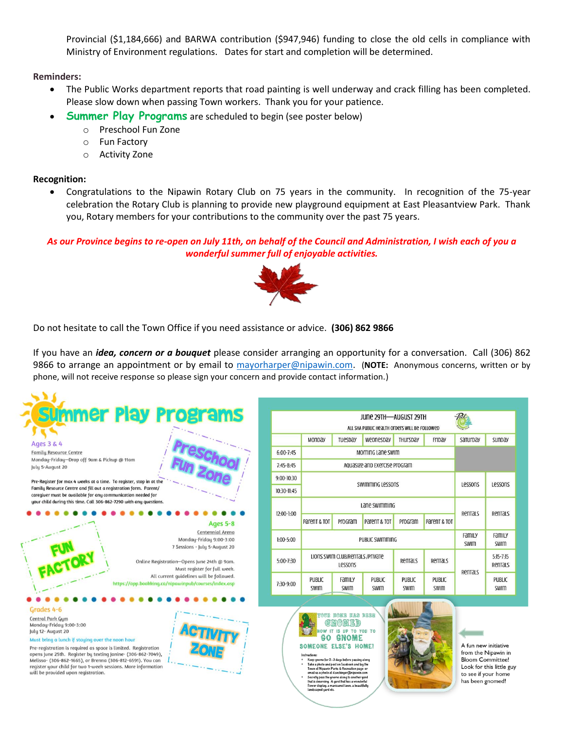Provincial ($1,184,666) and BARWA contribution ($947,946) funding to close the old cells in compliance with Ministry of Environment regulations. Dates for start and completion will be determined.

**Reminders:**

- The Public Works department reports that road painting is well underway and crack filling has been completed. Please slow down when passing Town workers. Thank you for your patience.
- **Summer Play Programs** are scheduled to begin (see poster below)
  - Preschool Fun Zone
  - Fun Factory
  - Activity Zone

**Recognition:**

- Congratulations to the Nipawin Rotary Club on 75 years in the community. In recognition of the 75-year celebration the Rotary Club is planning to provide new playground equipment at East Pleasantview Park. Thank you, Rotary members for your contributions to the community over the past 75 years.

***As our Province begins to re-open on July 11th, on behalf of the Council and Administration, I wish each of you a wonderful summer full of enjoyable activities.***

Do not hesitate to call the Town Office if you need assistance or advice. **(306) 862 9866**

If you have an ***idea, concern or a bouquet*** please consider arranging an opportunity for a conversation. Call (306) 862 9866 to arrange an appointment or by email to mayorharper@nipawin.com. (**NOTE:** Anonymous concerns, written or by phone, will not receive response so please sign your concern and provide contact information.)

## Summer Play Programs

### Preschool Fun Zone

Ages 3 & 4
Family Resource Centre
Monday-Friday—Drop off 9am & Pickup @ 11am
July 5-August 20

Pre-Register for max 4 weeks at a time. To register, stop in at the Family Resource Centre and fill out a registration form. Parent/caregiver must be available for any communication needed for your child during this time. Call 306-862-7290 with any questions.

### Fun Factory

Ages 5-8
Centennial Arena
Monday-Friday 9:00-3:00
7 Sessions - July 5-August 20

Online Registration—Opens June 24th @ 9am.
Must register for full week.
All current guidelines will be followed.
https://app.bookking.ca/nipawinpub/courses/index.asp

### Activity Zone

Grades 4-6
Central Park Gym
Monday-Friday 9:00-3:00
July 12- August 20
Must bring a lunch if staying over the noon hour

Pre-registration is required as space is limited. Registration opens June 25th. Register by texting Janine- (306-862-7049), Melissa- (306-862-1665), or Brenna (306-812-6591). You can register your child for two 1-week sessions. More information will be provided upon registration.

June 29th—August 29th
All SHA Public Health Orders will be followed

| | Monday | Tuesday | Wednesday | Thursday | Friday | Saturday | Sunday |
|---|---|---|---|---|---|---|---|
| 6:00-7:45 | Morning Lane Swim | | | | | | |
| 7:45-8:45 | Aquasize and Exercise Program | | | | | | |
| 9:00-10:30 | Swimming Lessons | | | | | Lessons | Lessons |
| 10:30-11:45 | | | | | | | |
| 12:00-1:00 | Lane Swimming | | | | | Rentals | Rentals |
| | Parent & Tot | Program | Parent & Tot | Program | Parent & Tot | | |
| 1:00-5:00 | Public Swimming | | | | | Family Swim | Family Swim |
| 5:00-7:30 | Lions Swim Club/Rentals /Private Lessons | | | Rentals | Rentals | Rentals | 5:15-7:15 Rentals |
| 7:30-9:00 | Public Swim | Family Swim | Public Swim | Public Swim | Public Swim | | Public Swim |

YOUR HOME HAS BEEN GNOMED
NOW IT IS UP TO YOU TO GO GNOME SOMEONE ELSE'S HOME!

Instructions:
- Keep gnome for 2-3 days before passing along
- Take a photo and post on facebook and tag the Town of Nipawin Parks & Recreation page or email us a photo at
- Secretly pass the gnome along to another yard that is deserving. A yard that has a wonderful flower display, a manicured lawn, a beautifully landscaped yard etc.

A fun new initiative from the Nipawin in Bloom Committee! Look for this little guy to see if your home has been gnomed!